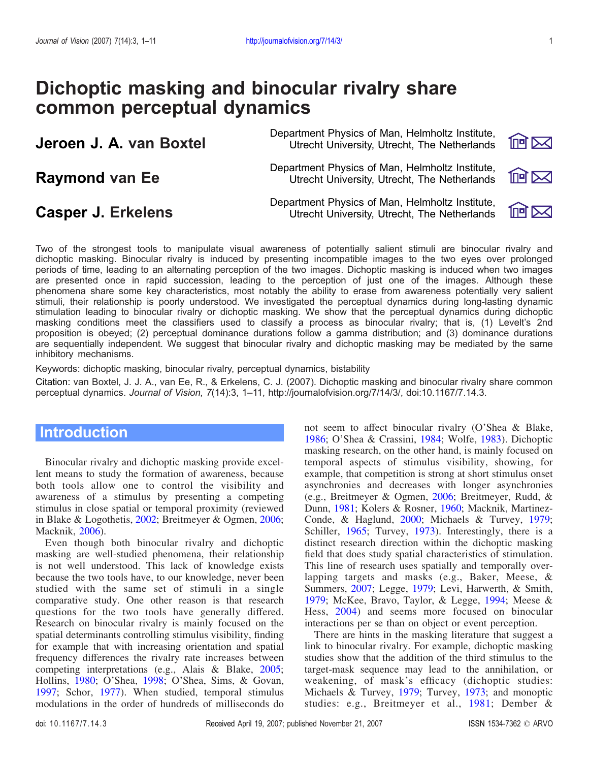# Dichoptic masking and binocular rivalry share common perceptual dynamics

**Jeroen J. A. van Boxtel** — Department Physics of Man, Helmholtz Institute, Utrecht University, Utrecht, The Netherlands

**Raymond van Ee** — Department Physics of Man, Helmholtz Institute, Utrecht University, Utrecht, The Netherlands

**Casper J. Erkelens** — Department Physics of Man, Helmholtz Institute, Utrecht University, Utrecht, The Netherlands

Two of the strongest tools to manipulate visual awareness of potentially salient stimuli are binocular rivalry and dichoptic masking. Binocular rivalry is induced by presenting incompatible images to the two eyes over prolonged periods of time, leading to an alternating perception of the two images. Dichoptic masking is induced when two images are presented once in rapid succession, leading to the perception of just one of the images. Although these phenomena share some key characteristics, most notably the ability to erase from awareness potentially very salient stimuli, their relationship is poorly understood. We investigated the perceptual dynamics during long-lasting dynamic stimulation leading to binocular rivalry or dichoptic masking. We show that the perceptual dynamics during dichoptic masking conditions meet the classifiers used to classify a process as binocular rivalry; that is, (1) Levelt's 2nd proposition is obeyed; (2) perceptual dominance durations follow a gamma distribution; and (3) dominance durations are sequentially independent. We suggest that binocular rivalry and dichoptic masking may be mediated by the same inhibitory mechanisms.

Keywords: dichoptic masking, binocular rivalry, perceptual dynamics, bistability

Citation: van Boxtel, J. J. A., van Ee, R., & Erkelens, C. J. (2007). Dichoptic masking and binocular rivalry share common perceptual dynamics. *Journal of Vision, 7*(14):3, 1–11, http://journalofvision.org/7/14/3/, doi:10.1167/7.14.3.

## Introduction

Binocular rivalry and dichoptic masking provide excellent means to study the formation of awareness, because both tools allow one to control the visibility and awareness of a stimulus by presenting a competing stimulus in close spatial or temporal proximity (reviewed in Blake & Logothetis, 2002; Breitmeyer & Ogmen, 2006; Macknik, 2006).

Even though both binocular rivalry and dichoptic masking are well-studied phenomena, their relationship is not well understood. This lack of knowledge exists because the two tools have, to our knowledge, never been studied with the same set of stimuli in a single comparative study. One other reason is that research questions for the two tools have generally differed. Research on binocular rivalry is mainly focused on the spatial determinants controlling stimulus visibility, finding for example that with increasing orientation and spatial frequency differences the rivalry rate increases between competing interpretations (e.g., Alais & Blake, 2005; Hollins, 1980; O'Shea, 1998; O'Shea, Sims, & Govan, 1997; Schor, 1977). When studied, temporal stimulus modulations in the order of hundreds of milliseconds do not seem to affect binocular rivalry (O'Shea & Blake, 1986; O'Shea & Crassini, 1984; Wolfe, 1983). Dichoptic masking research, on the other hand, is mainly focused on temporal aspects of stimulus visibility, showing, for example, that competition is strong at short stimulus onset asynchronies and decreases with longer asynchronies (e.g., Breitmeyer & Ogmen, 2006; Breitmeyer, Rudd, & Dunn, 1981; Kolers & Rosner, 1960; Macknik, Martinez-Conde, & Haglund, 2000; Michaels & Turvey, 1979; Schiller, 1965; Turvey, 1973). Interestingly, there is a distinct research direction within the dichoptic masking field that does study spatial characteristics of stimulation. This line of research uses spatially and temporally overlapping targets and masks (e.g., Baker, Meese, & Summers, 2007; Legge, 1979; Levi, Harwerth, & Smith, 1979; McKee, Bravo, Taylor, & Legge, 1994; Meese & Hess, 2004) and seems more focused on binocular interactions per se than on object or event perception.

There are hints in the masking literature that suggest a link to binocular rivalry. For example, dichoptic masking studies show that the addition of the third stimulus to the target-mask sequence may lead to the annihilation, or weakening, of mask's efficacy (dichoptic studies: Michaels & Turvey, 1979; Turvey, 1973; and monoptic studies: e.g., Breitmeyer et al., 1981; Dember &

doi: 10.1167/7.14.3 Received April 19, 2007; published November 21, 2007 ISSN 1534-7362 © ARVO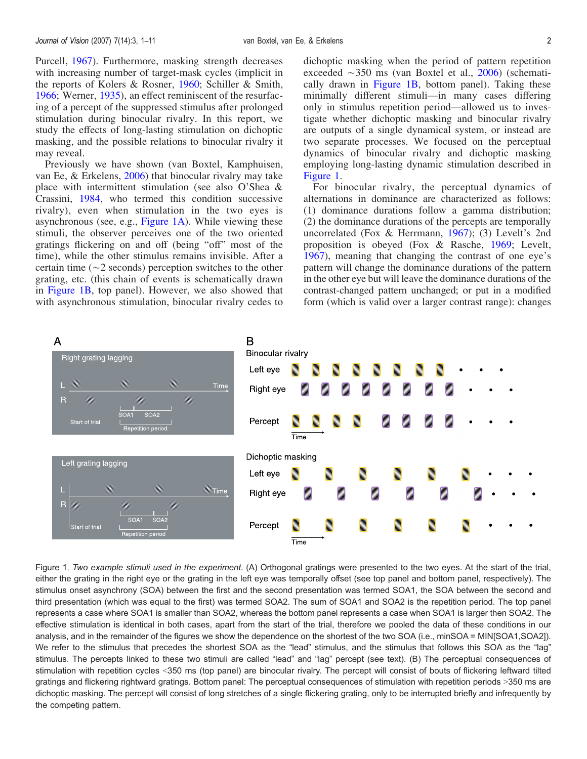Purcell, 1967). Furthermore, masking strength decreases with increasing number of target-mask cycles (implicit in the reports of Kolers & Rosner, 1960; Schiller & Smith, 1966; Werner, 1935), an effect reminiscent of the resurfacing of a percept of the suppressed stimulus after prolonged stimulation during binocular rivalry. In this report, we study the effects of long-lasting stimulation on dichoptic masking, and the possible relations to binocular rivalry it may reveal.

Previously we have shown (van Boxtel, Kamphuisen, van Ee, & Erkelens, 2006) that binocular rivalry may take place with intermittent stimulation (see also O'Shea & Crassini, 1984, who termed this condition successive rivalry), even when stimulation in the two eyes is asynchronous (see, e.g., Figure 1A). While viewing these stimuli, the observer perceives one of the two oriented gratings flickering on and off (being "off" most of the time), while the other stimulus remains invisible. After a certain time (~2 seconds) perception switches to the other grating, etc. (this chain of events is schematically drawn in Figure 1B, top panel). However, we also showed that with asynchronous stimulation, binocular rivalry cedes to dichoptic masking when the period of pattern repetition exceeded ~350 ms (van Boxtel et al., 2006) (schematically drawn in Figure 1B, bottom panel). Taking these minimally different stimuli—in many cases differing only in stimulus repetition period—allowed us to investigate whether dichoptic masking and binocular rivalry are outputs of a single dynamical system, or instead are two separate processes. We focused on the perceptual dynamics of binocular rivalry and dichoptic masking employing long-lasting dynamic stimulation described in Figure 1.

For binocular rivalry, the perceptual dynamics of alternations in dominance are characterized as follows: (1) dominance durations follow a gamma distribution; (2) the dominance durations of the percepts are temporally uncorrelated (Fox & Herrmann, 1967); (3) Levelt's 2nd proposition is obeyed (Fox & Rasche, 1969; Levelt, 1967), meaning that changing the contrast of one eye's pattern will change the dominance durations of the pattern in the other eye but will leave the dominance durations of the contrast-changed pattern unchanged; or put in a modified form (which is valid over a larger contrast range): changes

A

Right grating lagging

L

R

Time

Start of trial

SOA1 SOA2

Repetition period

Left grating lagging

L

R

Time

Start of trial

SOA1 SOA2

Repetition period

B

Binocular rivalry

Left eye

Right eye

Percept

Time

Dichoptic masking

Left eye

Right eye

Percept

Time

Figure 1. *Two example stimuli used in the experiment.* (A) Orthogonal gratings were presented to the two eyes. At the start of the trial, either the grating in the right eye or the grating in the left eye was temporally offset (see top panel and bottom panel, respectively). The stimulus onset asynchrony (SOA) between the first and the second presentation was termed SOA1, the SOA between the second and third presentation (which was equal to the first) was termed SOA2. The sum of SOA1 and SOA2 is the repetition period. The top panel represents a case where SOA1 is smaller than SOA2, whereas the bottom panel represents a case when SOA1 is larger then SOA2. The effective stimulation is identical in both cases, apart from the start of the trial, therefore we pooled the data of these conditions in our analysis, and in the remainder of the figures we show the dependence on the shortest of the two SOA (i.e., minSOA = MIN[SOA1,SOA2]). We refer to the stimulus that precedes the shortest SOA as the "lead" stimulus, and the stimulus that follows this SOA as the "lag" stimulus. The percepts linked to these two stimuli are called "lead" and "lag" percept (see text). (B) The perceptual consequences of stimulation with repetition cycles <350 ms (top panel) are binocular rivalry. The percept will consist of bouts of flickering leftward tilted gratings and flickering rightward gratings. Bottom panel: The perceptual consequences of stimulation with repetition periods >350 ms are dichoptic masking. The percept will consist of long stretches of a single flickering grating, only to be interrupted briefly and infrequently by the competing pattern.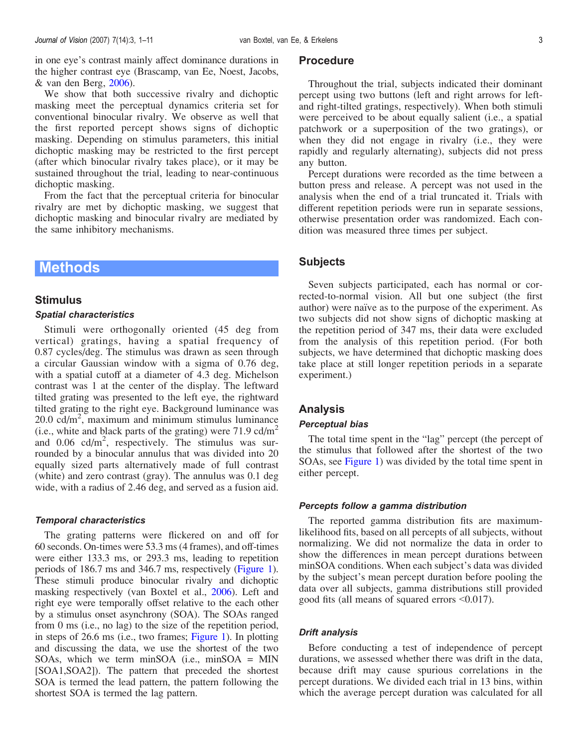in one eye's contrast mainly affect dominance durations in the higher contrast eye (Brascamp, van Ee, Noest, Jacobs, & van den Berg, 2006).

We show that both successive rivalry and dichoptic masking meet the perceptual dynamics criteria set for conventional binocular rivalry. We observe as well that the first reported percept shows signs of dichoptic masking. Depending on stimulus parameters, this initial dichoptic masking may be restricted to the first percept (after which binocular rivalry takes place), or it may be sustained throughout the trial, leading to near-continuous dichoptic masking.

From the fact that the perceptual criteria for binocular rivalry are met by dichoptic masking, we suggest that dichoptic masking and binocular rivalry are mediated by the same inhibitory mechanisms.

# Methods

## Stimulus

### *Spatial characteristics*

Stimuli were orthogonally oriented (45 deg from vertical) gratings, having a spatial frequency of 0.87 cycles/deg. The stimulus was drawn as seen through a circular Gaussian window with a sigma of 0.76 deg, with a spatial cutoff at a diameter of 4.3 deg. Michelson contrast was 1 at the center of the display. The leftward tilted grating was presented to the left eye, the rightward tilted grating to the right eye. Background luminance was 20.0 cd/m$^2$, maximum and minimum stimulus luminance (i.e., white and black parts of the grating) were 71.9 cd/m$^2$ and 0.06 cd/m$^2$, respectively. The stimulus was surrounded by a binocular annulus that was divided into 20 equally sized parts alternatively made of full contrast (white) and zero contrast (gray). The annulus was 0.1 deg wide, with a radius of 2.46 deg, and served as a fusion aid.

### *Temporal characteristics*

The grating patterns were flickered on and off for 60 seconds. On-times were 53.3 ms (4 frames), and off-times were either 133.3 ms, or 293.3 ms, leading to repetition periods of 186.7 ms and 346.7 ms, respectively (Figure 1). These stimuli produce binocular rivalry and dichoptic masking respectively (van Boxtel et al., 2006). Left and right eye were temporally offset relative to the each other by a stimulus onset asynchrony (SOA). The SOAs ranged from 0 ms (i.e., no lag) to the size of the repetition period, in steps of 26.6 ms (i.e., two frames; Figure 1). In plotting and discussing the data, we use the shortest of the two SOAs, which we term minSOA (i.e., minSOA = MIN [SOA1,SOA2]). The pattern that preceded the shortest SOA is termed the lead pattern, the pattern following the shortest SOA is termed the lag pattern.

## Procedure

Throughout the trial, subjects indicated their dominant percept using two buttons (left and right arrows for left- and right-tilted gratings, respectively). When both stimuli were perceived to be about equally salient (i.e., a spatial patchwork or a superposition of the two gratings), or when they did not engage in rivalry (i.e., they were rapidly and regularly alternating), subjects did not press any button.

Percept durations were recorded as the time between a button press and release. A percept was not used in the analysis when the end of a trial truncated it. Trials with different repetition periods were run in separate sessions, otherwise presentation order was randomized. Each condition was measured three times per subject.

## Subjects

Seven subjects participated, each has normal or corrected-to-normal vision. All but one subject (the first author) were naïve as to the purpose of the experiment. As two subjects did not show signs of dichoptic masking at the repetition period of 347 ms, their data were excluded from the analysis of this repetition period. (For both subjects, we have determined that dichoptic masking does take place at still longer repetition periods in a separate experiment.)

## Analysis

### *Perceptual bias*

The total time spent in the "lag" percept (the percept of the stimulus that followed after the shortest of the two SOAs, see Figure 1) was divided by the total time spent in either percept.

### *Percepts follow a gamma distribution*

The reported gamma distribution fits are maximum-likelihood fits, based on all percepts of all subjects, without normalizing. We did not normalize the data in order to show the differences in mean percept durations between minSOA conditions. When each subject's data was divided by the subject's mean percept duration before pooling the data over all subjects, gamma distributions still provided good fits (all means of squared errors <0.017).

### *Drift analysis*

Before conducting a test of independence of percept durations, we assessed whether there was drift in the data, because drift may cause spurious correlations in the percept durations. We divided each trial in 13 bins, within which the average percept duration was calculated for all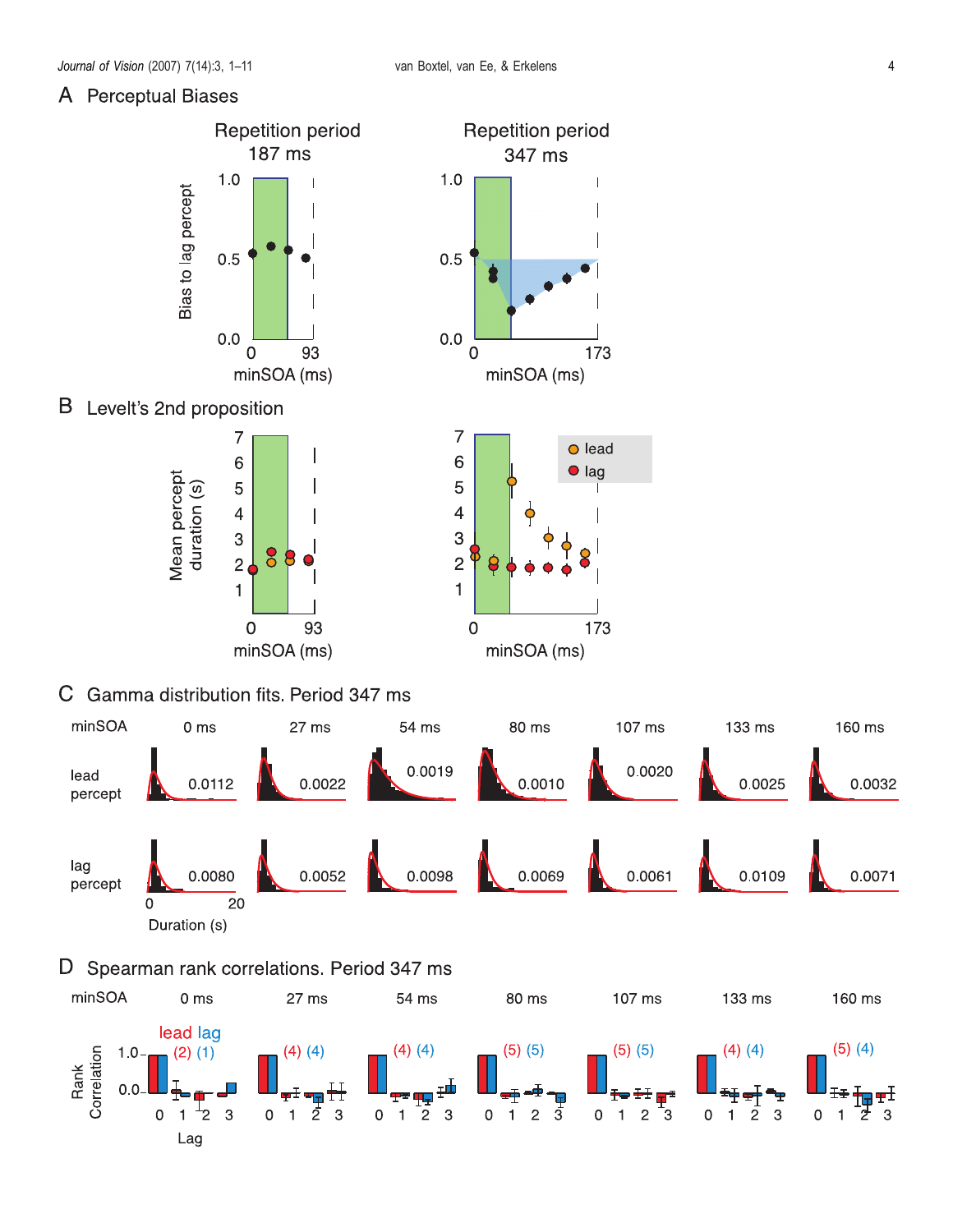A Perceptual Biases

Repetition period 187 ms

Repetition period 347 ms

Bias to lag percept

1.0

0.5

0.0

0

93

minSOA (ms)

1.0

0.5

0.0

0

173

minSOA (ms)

B Levelt's 2nd proposition

Mean percept duration (s)

7
6
5
4
3
2
1

0

93

minSOA (ms)

7
6
5
4
3
2
1

0

173

minSOA (ms)

lead

lag

C Gamma distribution fits. Period 347 ms

minSOA 0 ms 27 ms 54 ms 80 ms 107 ms 133 ms 160 ms

lead percept 0.0112 0.0022 0.0019 0.0010 0.0020 0.0025 0.0032

lag percept 0.0080 0.0052 0.0098 0.0069 0.0061 0.0109 0.0071

0 20

Duration (s)

D Spearman rank correlations. Period 347 ms

minSOA 0 ms 27 ms 54 ms 80 ms 107 ms 133 ms 160 ms

lead lag

(2) (1) (4) (4) (4) (4) (5) (5) (5) (5) (4) (4) (5) (4)

Rank Correlation

1.0

0.0

0 1 2 3

Lag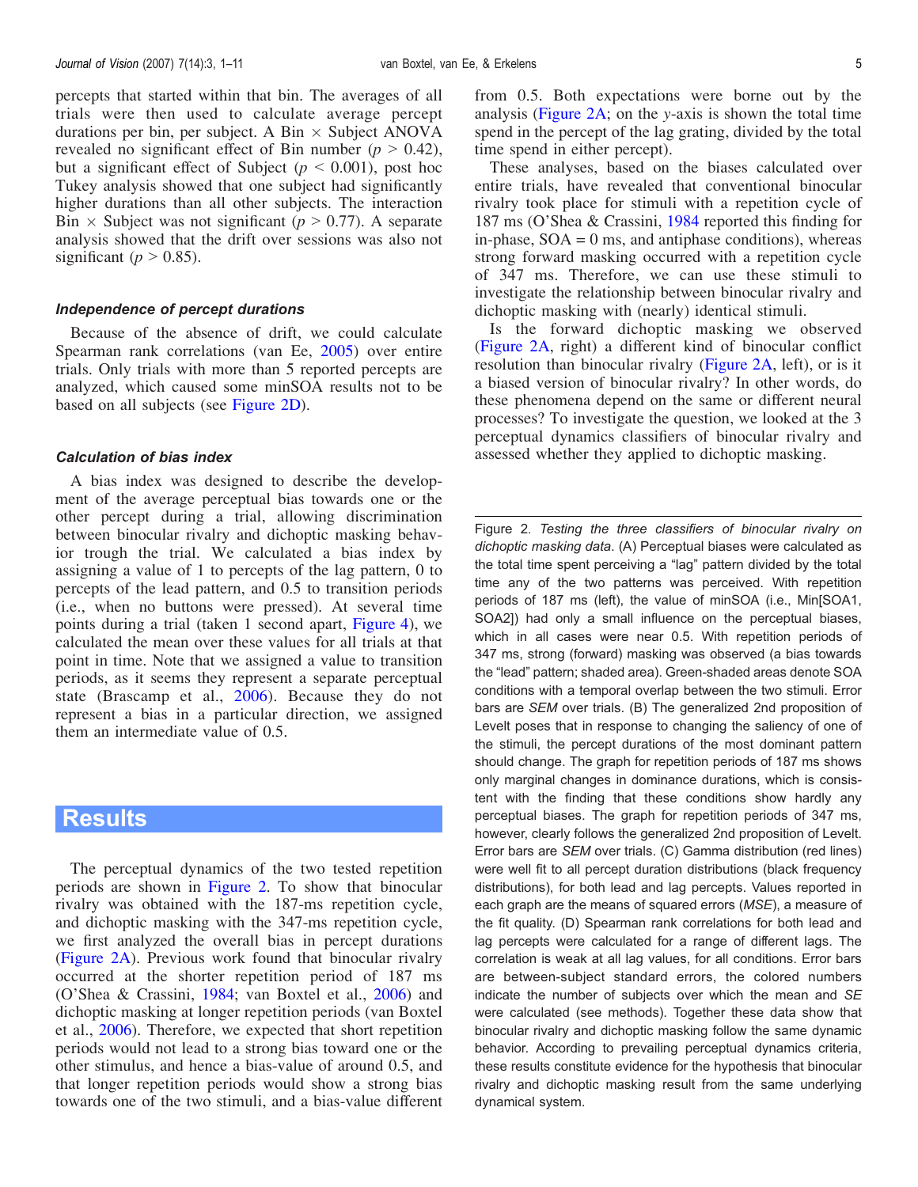percepts that started within that bin. The averages of all trials were then used to calculate average percept durations per bin, per subject. A Bin × Subject ANOVA revealed no significant effect of Bin number ($p > 0.42$), but a significant effect of Subject ($p < 0.001$), post hoc Tukey analysis showed that one subject had significantly higher durations than all other subjects. The interaction Bin × Subject was not significant ($p > 0.77$). A separate analysis showed that the drift over sessions was also not significant ($p > 0.85$).

### *Independence of percept durations*

Because of the absence of drift, we could calculate Spearman rank correlations (van Ee, 2005) over entire trials. Only trials with more than 5 reported percepts are analyzed, which caused some minSOA results not to be based on all subjects (see Figure 2D).

### *Calculation of bias index*

A bias index was designed to describe the development of the average perceptual bias towards one or the other percept during a trial, allowing discrimination between binocular rivalry and dichoptic masking behavior trough the trial. We calculated a bias index by assigning a value of 1 to percepts of the lag pattern, 0 to percepts of the lead pattern, and 0.5 to transition periods (i.e., when no buttons were pressed). At several time points during a trial (taken 1 second apart, Figure 4), we calculated the mean over these values for all trials at that point in time. Note that we assigned a value to transition periods, as it seems they represent a separate perceptual state (Brascamp et al., 2006). Because they do not represent a bias in a particular direction, we assigned them an intermediate value of 0.5.

## Results

The perceptual dynamics of the two tested repetition periods are shown in Figure 2. To show that binocular rivalry was obtained with the 187-ms repetition cycle, and dichoptic masking with the 347-ms repetition cycle, we first analyzed the overall bias in percept durations (Figure 2A). Previous work found that binocular rivalry occurred at the shorter repetition period of 187 ms (O'Shea & Crassini, 1984; van Boxtel et al., 2006) and dichoptic masking at longer repetition periods (van Boxtel et al., 2006). Therefore, we expected that short repetition periods would not lead to a strong bias toward one or the other stimulus, and hence a bias-value of around 0.5, and that longer repetition periods would show a strong bias towards one of the two stimuli, and a bias-value different from 0.5. Both expectations were borne out by the analysis (Figure 2A; on the *y*-axis is shown the total time spend in the percept of the lag grating, divided by the total time spend in either percept).

These analyses, based on the biases calculated over entire trials, have revealed that conventional binocular rivalry took place for stimuli with a repetition cycle of 187 ms (O'Shea & Crassini, 1984 reported this finding for in-phase, SOA = 0 ms, and antiphase conditions), whereas strong forward masking occurred with a repetition cycle of 347 ms. Therefore, we can use these stimuli to investigate the relationship between binocular rivalry and dichoptic masking with (nearly) identical stimuli.

Is the forward dichoptic masking we observed (Figure 2A, right) a different kind of binocular conflict resolution than binocular rivalry (Figure 2A, left), or is it a biased version of binocular rivalry? In other words, do these phenomena depend on the same or different neural processes? To investigate the question, we looked at the 3 perceptual dynamics classifiers of binocular rivalry and assessed whether they applied to dichoptic masking.

Figure 2. *Testing the three classifiers of binocular rivalry on dichoptic masking data*. (A) Perceptual biases were calculated as the total time spent perceiving a "lag" pattern divided by the total time any of the two patterns was perceived. With repetition periods of 187 ms (left), the value of minSOA (i.e., Min[SOA1, SOA2]) had only a small influence on the perceptual biases, which in all cases were near 0.5. With repetition periods of 347 ms, strong (forward) masking was observed (a bias towards the "lead" pattern; shaded area). Green-shaded areas denote SOA conditions with a temporal overlap between the two stimuli. Error bars are *SEM* over trials. (B) The generalized 2nd proposition of Levelt poses that in response to changing the saliency of one of the stimuli, the percept durations of the most dominant pattern should change. The graph for repetition periods of 187 ms shows only marginal changes in dominance durations, which is consistent with the finding that these conditions show hardly any perceptual biases. The graph for repetition periods of 347 ms, however, clearly follows the generalized 2nd proposition of Levelt. Error bars are *SEM* over trials. (C) Gamma distribution (red lines) were well fit to all percept duration distributions (black frequency distributions), for both lead and lag percepts. Values reported in each graph are the means of squared errors (*MSE*), a measure of the fit quality. (D) Spearman rank correlations for both lead and lag percepts were calculated for a range of different lags. The correlation is weak at all lag values, for all conditions. Error bars are between-subject standard errors, the colored numbers indicate the number of subjects over which the mean and *SE* were calculated (see methods). Together these data show that binocular rivalry and dichoptic masking follow the same dynamic behavior. According to prevailing perceptual dynamics criteria, these results constitute evidence for the hypothesis that binocular rivalry and dichoptic masking result from the same underlying dynamical system.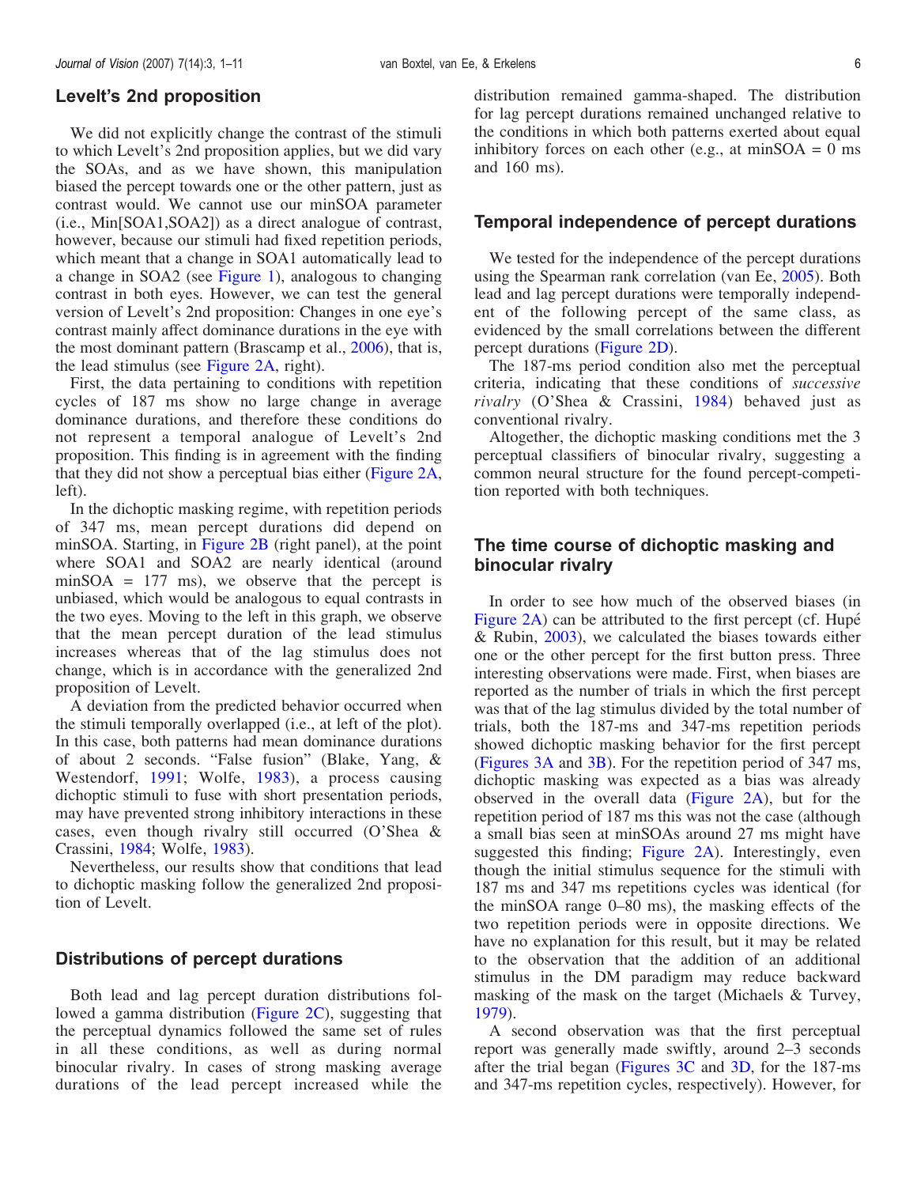## Levelt's 2nd proposition

We did not explicitly change the contrast of the stimuli to which Levelt's 2nd proposition applies, but we did vary the SOAs, and as we have shown, this manipulation biased the percept towards one or the other pattern, just as contrast would. We cannot use our minSOA parameter (i.e., Min[SOA1,SOA2]) as a direct analogue of contrast, however, because our stimuli had fixed repetition periods, which meant that a change in SOA1 automatically lead to a change in SOA2 (see Figure 1), analogous to changing contrast in both eyes. However, we can test the general version of Levelt's 2nd proposition: Changes in one eye's contrast mainly affect dominance durations in the eye with the most dominant pattern (Brascamp et al., 2006), that is, the lead stimulus (see Figure 2A, right).

First, the data pertaining to conditions with repetition cycles of 187 ms show no large change in average dominance durations, and therefore these conditions do not represent a temporal analogue of Levelt's 2nd proposition. This finding is in agreement with the finding that they did not show a perceptual bias either (Figure 2A, left).

In the dichoptic masking regime, with repetition periods of 347 ms, mean percept durations did depend on minSOA. Starting, in Figure 2B (right panel), at the point where SOA1 and SOA2 are nearly identical (around minSOA = 177 ms), we observe that the percept is unbiased, which would be analogous to equal contrasts in the two eyes. Moving to the left in this graph, we observe that the mean percept duration of the lead stimulus increases whereas that of the lag stimulus does not change, which is in accordance with the generalized 2nd proposition of Levelt.

A deviation from the predicted behavior occurred when the stimuli temporally overlapped (i.e., at left of the plot). In this case, both patterns had mean dominance durations of about 2 seconds. "False fusion" (Blake, Yang, & Westendorf, 1991; Wolfe, 1983), a process causing dichoptic stimuli to fuse with short presentation periods, may have prevented strong inhibitory interactions in these cases, even though rivalry still occurred (O'Shea & Crassini, 1984; Wolfe, 1983).

Nevertheless, our results show that conditions that lead to dichoptic masking follow the generalized 2nd proposition of Levelt.

## Distributions of percept durations

Both lead and lag percept duration distributions followed a gamma distribution (Figure 2C), suggesting that the perceptual dynamics followed the same set of rules in all these conditions, as well as during normal binocular rivalry. In cases of strong masking average durations of the lead percept increased while the distribution remained gamma-shaped. The distribution for lag percept durations remained unchanged relative to the conditions in which both patterns exerted about equal inhibitory forces on each other (e.g., at minSOA = 0 ms and 160 ms).

## Temporal independence of percept durations

We tested for the independence of the percept durations using the Spearman rank correlation (van Ee, 2005). Both lead and lag percept durations were temporally independent of the following percept of the same class, as evidenced by the small correlations between the different percept durations (Figure 2D).

The 187-ms period condition also met the perceptual criteria, indicating that these conditions of *successive rivalry* (O'Shea & Crassini, 1984) behaved just as conventional rivalry.

Altogether, the dichoptic masking conditions met the 3 perceptual classifiers of binocular rivalry, suggesting a common neural structure for the found percept-competition reported with both techniques.

## The time course of dichoptic masking and binocular rivalry

In order to see how much of the observed biases (in Figure 2A) can be attributed to the first percept (cf. Hupé & Rubin, 2003), we calculated the biases towards either one or the other percept for the first button press. Three interesting observations were made. First, when biases are reported as the number of trials in which the first percept was that of the lag stimulus divided by the total number of trials, both the 187-ms and 347-ms repetition periods showed dichoptic masking behavior for the first percept (Figures 3A and 3B). For the repetition period of 347 ms, dichoptic masking was expected as a bias was already observed in the overall data (Figure 2A), but for the repetition period of 187 ms this was not the case (although a small bias seen at minSOAs around 27 ms might have suggested this finding; Figure 2A). Interestingly, even though the initial stimulus sequence for the stimuli with 187 ms and 347 ms repetitions cycles was identical (for the minSOA range 0–80 ms), the masking effects of the two repetition periods were in opposite directions. We have no explanation for this result, but it may be related to the observation that the addition of an additional stimulus in the DM paradigm may reduce backward masking of the mask on the target (Michaels & Turvey, 1979).

A second observation was that the first perceptual report was generally made swiftly, around 2–3 seconds after the trial began (Figures 3C and 3D, for the 187-ms and 347-ms repetition cycles, respectively). However, for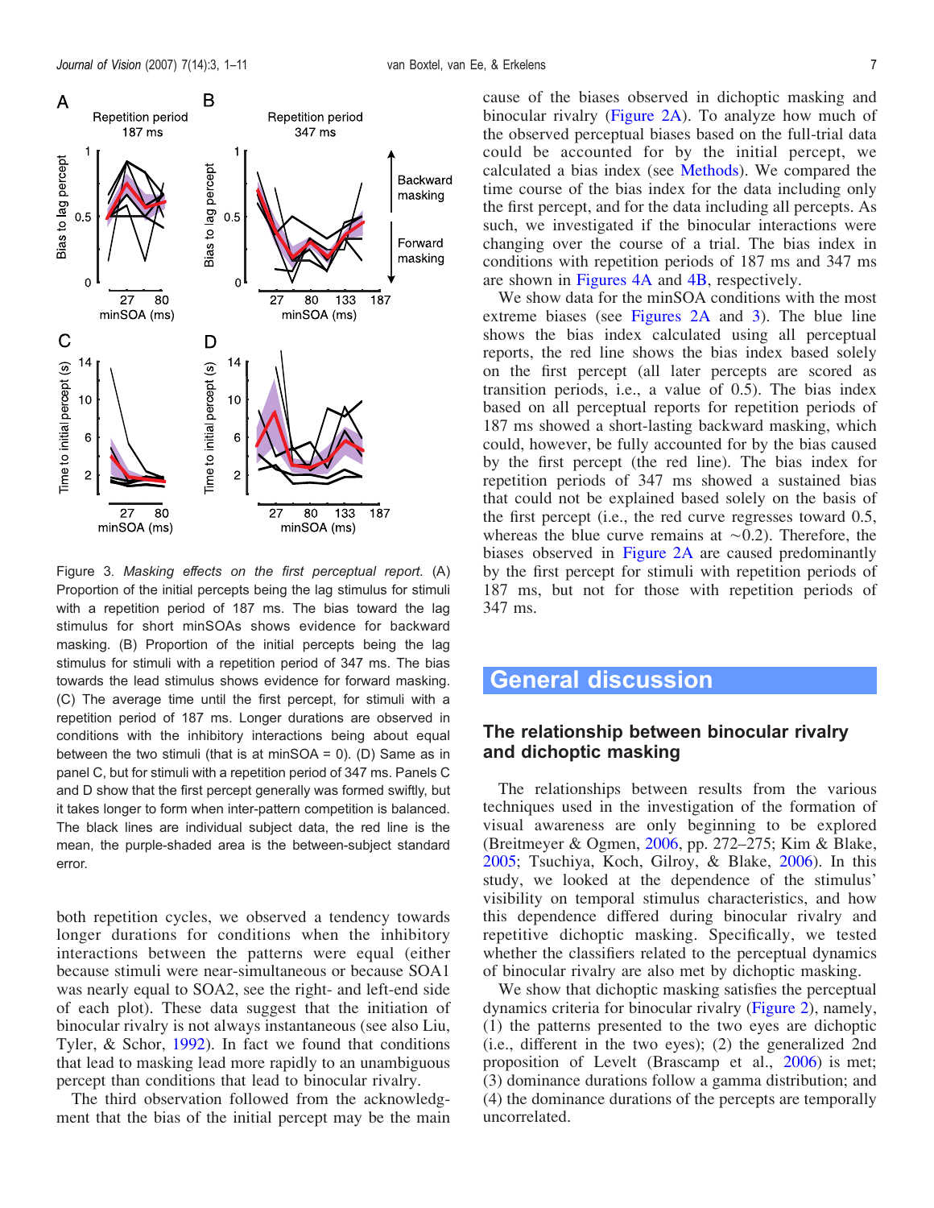Figure 3. *Masking effects on the first perceptual report.* (A) Proportion of the initial percepts being the lag stimulus for stimuli with a repetition period of 187 ms. The bias toward the lag stimulus for short minSOAs shows evidence for backward masking. (B) Proportion of the initial percepts being the lag stimulus for stimuli with a repetition period of 347 ms. The bias towards the lead stimulus shows evidence for forward masking. (C) The average time until the first percept, for stimuli with a repetition period of 187 ms. Longer durations are observed in conditions with the inhibitory interactions being about equal between the two stimuli (that is at minSOA = 0). (D) Same as in panel C, but for stimuli with a repetition period of 347 ms. Panels C and D show that the first percept generally was formed swiftly, but it takes longer to form when inter-pattern competition is balanced. The black lines are individual subject data, the red line is the mean, the purple-shaded area is the between-subject standard error.

both repetition cycles, we observed a tendency towards longer durations for conditions when the inhibitory interactions between the patterns were equal (either because stimuli were near-simultaneous or because SOA1 was nearly equal to SOA2, see the right- and left-end side of each plot). These data suggest that the initiation of binocular rivalry is not always instantaneous (see also Liu, Tyler, & Schor, 1992). In fact we found that conditions that lead to masking lead more rapidly to an unambiguous percept than conditions that lead to binocular rivalry.

The third observation followed from the acknowledgment that the bias of the initial percept may be the main cause of the biases observed in dichoptic masking and binocular rivalry (Figure 2A). To analyze how much of the observed perceptual biases based on the full-trial data could be accounted for by the initial percept, we calculated a bias index (see Methods). We compared the time course of the bias index for the data including only the first percept, and for the data including all percepts. As such, we investigated if the binocular interactions were changing over the course of a trial. The bias index in conditions with repetition periods of 187 ms and 347 ms are shown in Figures 4A and 4B, respectively.

We show data for the minSOA conditions with the most extreme biases (see Figures 2A and 3). The blue line shows the bias index calculated using all perceptual reports, the red line shows the bias index based solely on the first percept (all later percepts are scored as transition periods, i.e., a value of 0.5). The bias index based on all perceptual reports for repetition periods of 187 ms showed a short-lasting backward masking, which could, however, be fully accounted for by the bias caused by the first percept (the red line). The bias index for repetition periods of 347 ms showed a sustained bias that could not be explained based solely on the basis of the first percept (i.e., the red curve regresses toward 0.5, whereas the blue curve remains at ~0.2). Therefore, the biases observed in Figure 2A are caused predominantly by the first percept for stimuli with repetition periods of 187 ms, but not for those with repetition periods of 347 ms.

# General discussion

## The relationship between binocular rivalry and dichoptic masking

The relationships between results from the various techniques used in the investigation of the formation of visual awareness are only beginning to be explored (Breitmeyer & Ogmen, 2006, pp. 272–275; Kim & Blake, 2005; Tsuchiya, Koch, Gilroy, & Blake, 2006). In this study, we looked at the dependence of the stimulus' visibility on temporal stimulus characteristics, and how this dependence differed during binocular rivalry and repetitive dichoptic masking. Specifically, we tested whether the classifiers related to the perceptual dynamics of binocular rivalry are also met by dichoptic masking.

We show that dichoptic masking satisfies the perceptual dynamics criteria for binocular rivalry (Figure 2), namely, (1) the patterns presented to the two eyes are dichoptic (i.e., different in the two eyes); (2) the generalized 2nd proposition of Levelt (Brascamp et al., 2006) is met; (3) dominance durations follow a gamma distribution; and (4) the dominance durations of the percepts are temporally uncorrelated.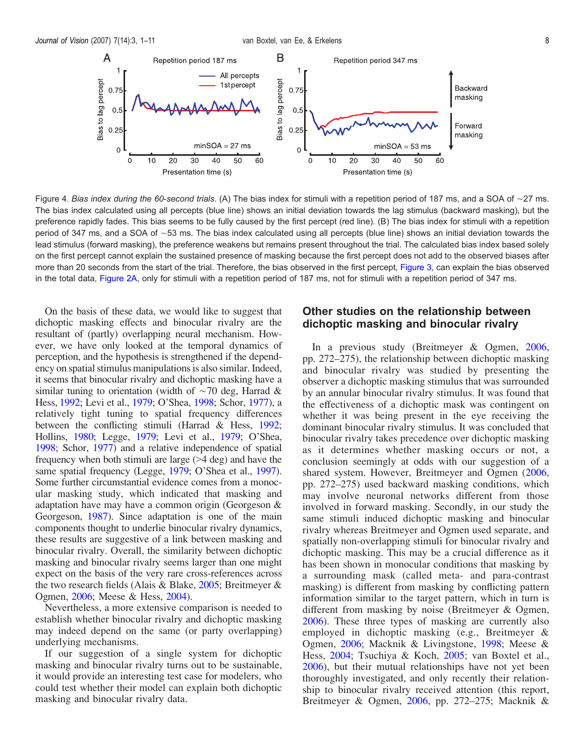A

Repetition period 187 ms

All percepts

1st percept

Bias to lag percept

1

0.75

0.5

0.25

0

minSOA = 27 ms

0 10 20 30 40 50 60

Presentation time (s)

B

Repetition period 347 ms

Bias to lag percept

1

0.75

0.5

0.25

0

minSOA = 53 ms

0 10 20 30 40 50 60

Presentation time (s)

Backward masking

Forward masking

Figure 4. *Bias index during the 60-second trials*. (A) The bias index for stimuli with a repetition period of 187 ms, and a SOA of ~27 ms. The bias index calculated using all percepts (blue line) shows an initial deviation towards the lag stimulus (backward masking), but the preference rapidly fades. This bias seems to be fully caused by the first percept (red line). (B) The bias index for stimuli with a repetition period of 347 ms, and a SOA of ~53 ms. The bias index calculated using all percepts (blue line) shows an initial deviation towards the lead stimulus (forward masking), the preference weakens but remains present throughout the trial. The calculated bias index based solely on the first percept cannot explain the sustained presence of masking because the first percept does not add to the observed biases after more than 20 seconds from the start of the trial. Therefore, the bias observed in the first percept, Figure 3, can explain the bias observed in the total data, Figure 2A, only for stimuli with a repetition period of 187 ms, not for stimuli with a repetition period of 347 ms.

On the basis of these data, we would like to suggest that dichoptic masking effects and binocular rivalry are the resultant of (partly) overlapping neural mechanism. However, we have only looked at the temporal dynamics of perception, and the hypothesis is strengthened if the dependency on spatial stimulus manipulations is also similar. Indeed, it seems that binocular rivalry and dichoptic masking have a similar tuning to orientation (width of ~70 deg, Harrad & Hess, 1992; Levi et al., 1979; O'Shea, 1998; Schor, 1977), a relatively tight tuning to spatial frequency differences between the conflicting stimuli (Harrad & Hess, 1992; Hollins, 1980; Legge, 1979; Levi et al., 1979; O'Shea, 1998; Schor, 1977) and a relative independence of spatial frequency when both stimuli are large (>4 deg) and have the same spatial frequency (Legge, 1979; O'Shea et al., 1997). Some further circumstantial evidence comes from a monocular masking study, which indicated that masking and adaptation have may have a common origin (Georgeson & Georgeson, 1987). Since adaptation is one of the main components thought to underlie binocular rivalry dynamics, these results are suggestive of a link between masking and binocular rivalry. Overall, the similarity between dichoptic masking and binocular rivalry seems larger than one might expect on the basis of the very rare cross-references across the two research fields (Alais & Blake, 2005; Breitmeyer & Ogmen, 2006; Meese & Hess, 2004).

Nevertheless, a more extensive comparison is needed to establish whether binocular rivalry and dichoptic masking may indeed depend on the same (or party overlapping) underlying mechanisms.

If our suggestion of a single system for dichoptic masking and binocular rivalry turns out to be sustainable, it would provide an interesting test case for modelers, who could test whether their model can explain both dichoptic masking and binocular rivalry data.

## Other studies on the relationship between dichoptic masking and binocular rivalry

In a previous study (Breitmeyer & Ogmen, 2006, pp. 272–275), the relationship between dichoptic masking and binocular rivalry was studied by presenting the observer a dichoptic masking stimulus that was surrounded by an annular binocular rivalry stimulus. It was found that the effectiveness of a dichoptic mask was contingent on whether it was being present in the eye receiving the dominant binocular rivalry stimulus. It was concluded that binocular rivalry takes precedence over dichoptic masking as it determines whether masking occurs or not, a conclusion seemingly at odds with our suggestion of a shared system. However, Breitmeyer and Ogmen (2006, pp. 272–275) used backward masking conditions, which may involve neuronal networks different from those involved in forward masking. Secondly, in our study the same stimuli induced dichoptic masking and binocular rivalry whereas Breitmeyer and Ogmen used separate, and spatially non-overlapping stimuli for binocular rivalry and dichoptic masking. This may be a crucial difference as it has been shown in monocular conditions that masking by a surrounding mask (called meta- and para-contrast masking) is different from masking by conflicting pattern information similar to the target pattern, which in turn is different from masking by noise (Breitmeyer & Ogmen, 2006). These three types of masking are currently also employed in dichoptic masking (e.g., Breitmeyer & Ogmen, 2006; Macknik & Livingstone, 1998; Meese & Hess, 2004; Tsuchiya & Koch, 2005; van Boxtel et al., 2006), but their mutual relationships have not yet been thoroughly investigated, and only recently their relationship to binocular rivalry received attention (this report, Breitmeyer & Ogmen, 2006, pp. 272–275; Macknik &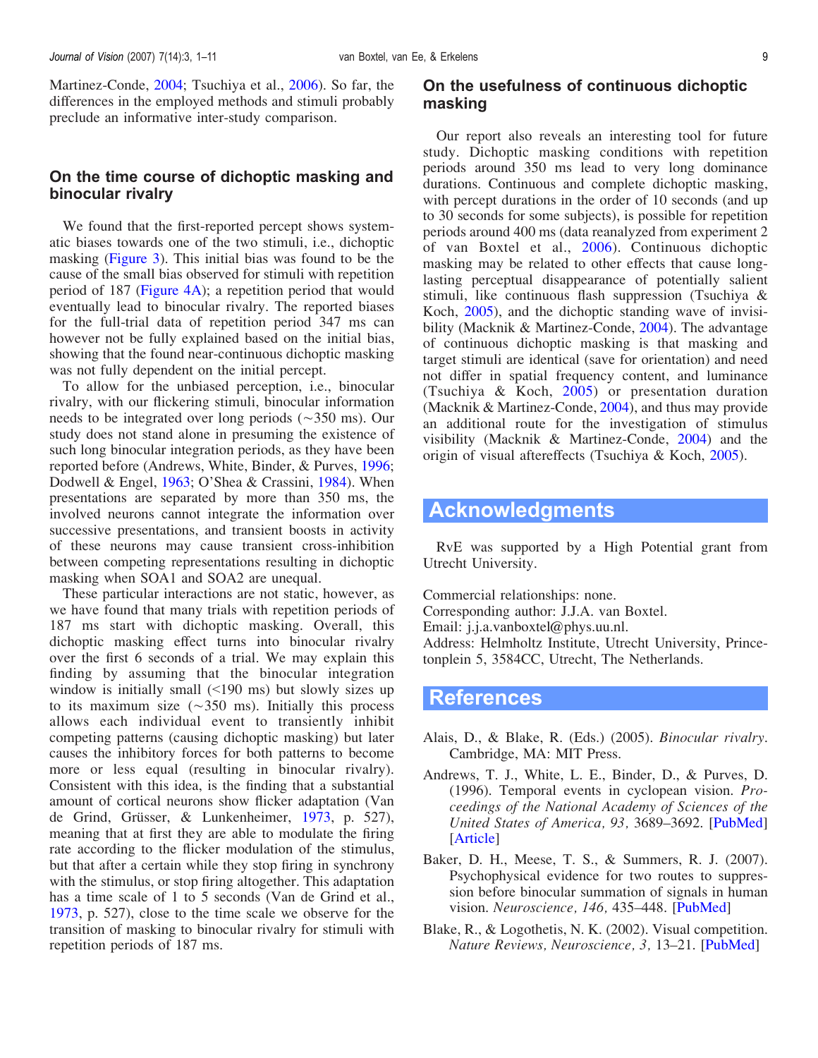Martinez-Conde, 2004; Tsuchiya et al., 2006). So far, the differences in the employed methods and stimuli probably preclude an informative inter-study comparison.

## On the time course of dichoptic masking and binocular rivalry

We found that the first-reported percept shows systematic biases towards one of the two stimuli, i.e., dichoptic masking (Figure 3). This initial bias was found to be the cause of the small bias observed for stimuli with repetition period of 187 (Figure 4A); a repetition period that would eventually lead to binocular rivalry. The reported biases for the full-trial data of repetition period 347 ms can however not be fully explained based on the initial bias, showing that the found near-continuous dichoptic masking was not fully dependent on the initial percept.

To allow for the unbiased perception, i.e., binocular rivalry, with our flickering stimuli, binocular information needs to be integrated over long periods (~350 ms). Our study does not stand alone in presuming the existence of such long binocular integration periods, as they have been reported before (Andrews, White, Binder, & Purves, 1996; Dodwell & Engel, 1963; O'Shea & Crassini, 1984). When presentations are separated by more than 350 ms, the involved neurons cannot integrate the information over successive presentations, and transient boosts in activity of these neurons may cause transient cross-inhibition between competing representations resulting in dichoptic masking when SOA1 and SOA2 are unequal.

These particular interactions are not static, however, as we have found that many trials with repetition periods of 187 ms start with dichoptic masking. Overall, this dichoptic masking effect turns into binocular rivalry over the first 6 seconds of a trial. We may explain this finding by assuming that the binocular integration window is initially small (<190 ms) but slowly sizes up to its maximum size (~350 ms). Initially this process allows each individual event to transiently inhibit competing patterns (causing dichoptic masking) but later causes the inhibitory forces for both patterns to become more or less equal (resulting in binocular rivalry). Consistent with this idea, is the finding that a substantial amount of cortical neurons show flicker adaptation (Van de Grind, Grüsser, & Lunkenheimer, 1973, p. 527), meaning that at first they are able to modulate the firing rate according to the flicker modulation of the stimulus, but that after a certain while they stop firing in synchrony with the stimulus, or stop firing altogether. This adaptation has a time scale of 1 to 5 seconds (Van de Grind et al., 1973, p. 527), close to the time scale we observe for the transition of masking to binocular rivalry for stimuli with repetition periods of 187 ms.

## On the usefulness of continuous dichoptic masking

Our report also reveals an interesting tool for future study. Dichoptic masking conditions with repetition periods around 350 ms lead to very long dominance durations. Continuous and complete dichoptic masking, with percept durations in the order of 10 seconds (and up to 30 seconds for some subjects), is possible for repetition periods around 400 ms (data reanalyzed from experiment 2 of van Boxtel et al., 2006). Continuous dichoptic masking may be related to other effects that cause long-lasting perceptual disappearance of potentially salient stimuli, like continuous flash suppression (Tsuchiya & Koch, 2005), and the dichoptic standing wave of invisibility (Macknik & Martinez-Conde, 2004). The advantage of continuous dichoptic masking is that masking and target stimuli are identical (save for orientation) and need not differ in spatial frequency content, and luminance (Tsuchiya & Koch, 2005) or presentation duration (Macknik & Martinez-Conde, 2004), and thus may provide an additional route for the investigation of stimulus visibility (Macknik & Martinez-Conde, 2004) and the origin of visual aftereffects (Tsuchiya & Koch, 2005).

# Acknowledgments

RvE was supported by a High Potential grant from Utrecht University.

Commercial relationships: none.
Corresponding author: J.J.A. van Boxtel.
Email: j.j.a.vanboxtel@phys.uu.nl.
Address: Helmholtz Institute, Utrecht University, Princetonplein 5, 3584CC, Utrecht, The Netherlands.

# References

Alais, D., & Blake, R. (Eds.) (2005). *Binocular rivalry*. Cambridge, MA: MIT Press.

Andrews, T. J., White, L. E., Binder, D., & Purves, D. (1996). Temporal events in cyclopean vision. *Proceedings of the National Academy of Sciences of the United States of America, 93,* 3689–3692. [PubMed] [Article]

Baker, D. H., Meese, T. S., & Summers, R. J. (2007). Psychophysical evidence for two routes to suppression before binocular summation of signals in human vision. *Neuroscience, 146,* 435–448. [PubMed]

Blake, R., & Logothetis, N. K. (2002). Visual competition. *Nature Reviews, Neuroscience, 3,* 13–21. [PubMed]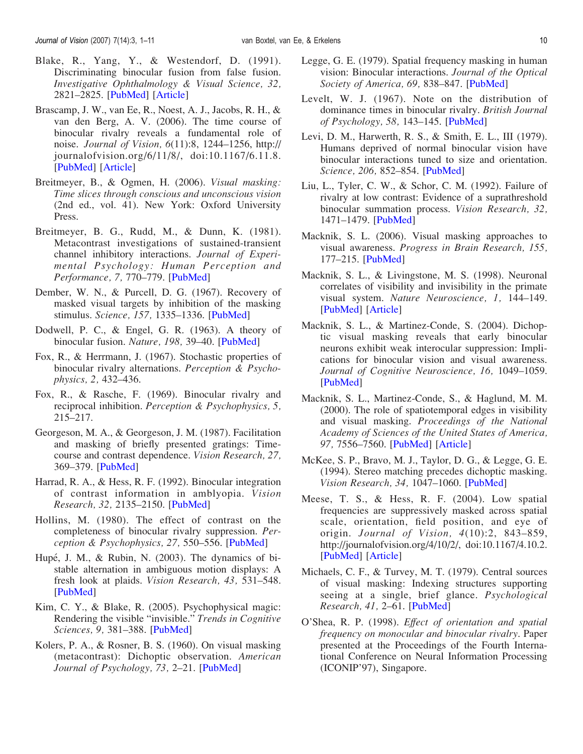Blake, R., Yang, Y., & Westendorf, D. (1991). Discriminating binocular fusion from false fusion. *Investigative Ophthalmology & Visual Science, 32,* 2821–2825. [PubMed] [Article]

Brascamp, J. W., van Ee, R., Noest, A. J., Jacobs, R. H., & van den Berg, A. V. (2006). The time course of binocular rivalry reveals a fundamental role of noise. *Journal of Vision, 6*(11):8, 1244–1256, http://journalofvision.org/6/11/8/, doi:10.1167/6.11.8. [PubMed] [Article]

Breitmeyer, B., & Ogmen, H. (2006). *Visual masking: Time slices through conscious and unconscious vision* (2nd ed., vol. 41). New York: Oxford University Press.

Breitmeyer, B. G., Rudd, M., & Dunn, K. (1981). Metacontrast investigations of sustained-transient channel inhibitory interactions. *Journal of Experimental Psychology: Human Perception and Performance, 7,* 770–779. [PubMed]

Dember, W. N., & Purcell, D. G. (1967). Recovery of masked visual targets by inhibition of the masking stimulus. *Science, 157,* 1335–1336. [PubMed]

Dodwell, P. C., & Engel, G. R. (1963). A theory of binocular fusion. *Nature, 198,* 39–40. [PubMed]

Fox, R., & Herrmann, J. (1967). Stochastic properties of binocular rivalry alternations. *Perception & Psychophysics, 2,* 432–436.

Fox, R., & Rasche, F. (1969). Binocular rivalry and reciprocal inhibition. *Perception & Psychophysics, 5,* 215–217.

Georgeson, M. A., & Georgeson, J. M. (1987). Facilitation and masking of briefly presented gratings: Time-course and contrast dependence. *Vision Research, 27,* 369–379. [PubMed]

Harrad, R. A., & Hess, R. F. (1992). Binocular integration of contrast information in amblyopia. *Vision Research, 32,* 2135–2150. [PubMed]

Hollins, M. (1980). The effect of contrast on the completeness of binocular rivalry suppression. *Perception & Psychophysics, 27,* 550–556. [PubMed]

Hupé, J. M., & Rubin, N. (2003). The dynamics of bi-stable alternation in ambiguous motion displays: A fresh look at plaids. *Vision Research, 43,* 531–548. [PubMed]

Kim, C. Y., & Blake, R. (2005). Psychophysical magic: Rendering the visible "invisible." *Trends in Cognitive Sciences, 9,* 381–388. [PubMed]

Kolers, P. A., & Rosner, B. S. (1960). On visual masking (metacontrast): Dichoptic observation. *American Journal of Psychology, 73,* 2–21. [PubMed]

Legge, G. E. (1979). Spatial frequency masking in human vision: Binocular interactions. *Journal of the Optical Society of America, 69,* 838–847. [PubMed]

Levelt, W. J. (1967). Note on the distribution of dominance times in binocular rivalry. *British Journal of Psychology, 58,* 143–145. [PubMed]

Levi, D. M., Harwerth, R. S., & Smith, E. L., III (1979). Humans deprived of normal binocular vision have binocular interactions tuned to size and orientation. *Science, 206,* 852–854. [PubMed]

Liu, L., Tyler, C. W., & Schor, C. M. (1992). Failure of rivalry at low contrast: Evidence of a suprathreshold binocular summation process. *Vision Research, 32,* 1471–1479. [PubMed]

Macknik, S. L. (2006). Visual masking approaches to visual awareness. *Progress in Brain Research, 155,* 177–215. [PubMed]

Macknik, S. L., & Livingstone, M. S. (1998). Neuronal correlates of visibility and invisibility in the primate visual system. *Nature Neuroscience, 1,* 144–149. [PubMed] [Article]

Macknik, S. L., & Martinez-Conde, S. (2004). Dichoptic visual masking reveals that early binocular neurons exhibit weak interocular suppression: Implications for binocular vision and visual awareness. *Journal of Cognitive Neuroscience, 16,* 1049–1059. [PubMed]

Macknik, S. L., Martinez-Conde, S., & Haglund, M. M. (2000). The role of spatiotemporal edges in visibility and visual masking. *Proceedings of the National Academy of Sciences of the United States of America, 97,* 7556–7560. [PubMed] [Article]

McKee, S. P., Bravo, M. J., Taylor, D. G., & Legge, G. E. (1994). Stereo matching precedes dichoptic masking. *Vision Research, 34,* 1047–1060. [PubMed]

Meese, T. S., & Hess, R. F. (2004). Low spatial frequencies are suppressively masked across spatial scale, orientation, field position, and eye of origin. *Journal of Vision, 4*(10):2, 843–859, http://journalofvision.org/4/10/2/, doi:10.1167/4.10.2. [PubMed] [Article]

Michaels, C. F., & Turvey, M. T. (1979). Central sources of visual masking: Indexing structures supporting seeing at a single, brief glance. *Psychological Research, 41,* 2–61. [PubMed]

O'Shea, R. P. (1998). *Effect of orientation and spatial frequency on monocular and binocular rivalry*. Paper presented at the Proceedings of the Fourth International Conference on Neural Information Processing (ICONIP'97), Singapore.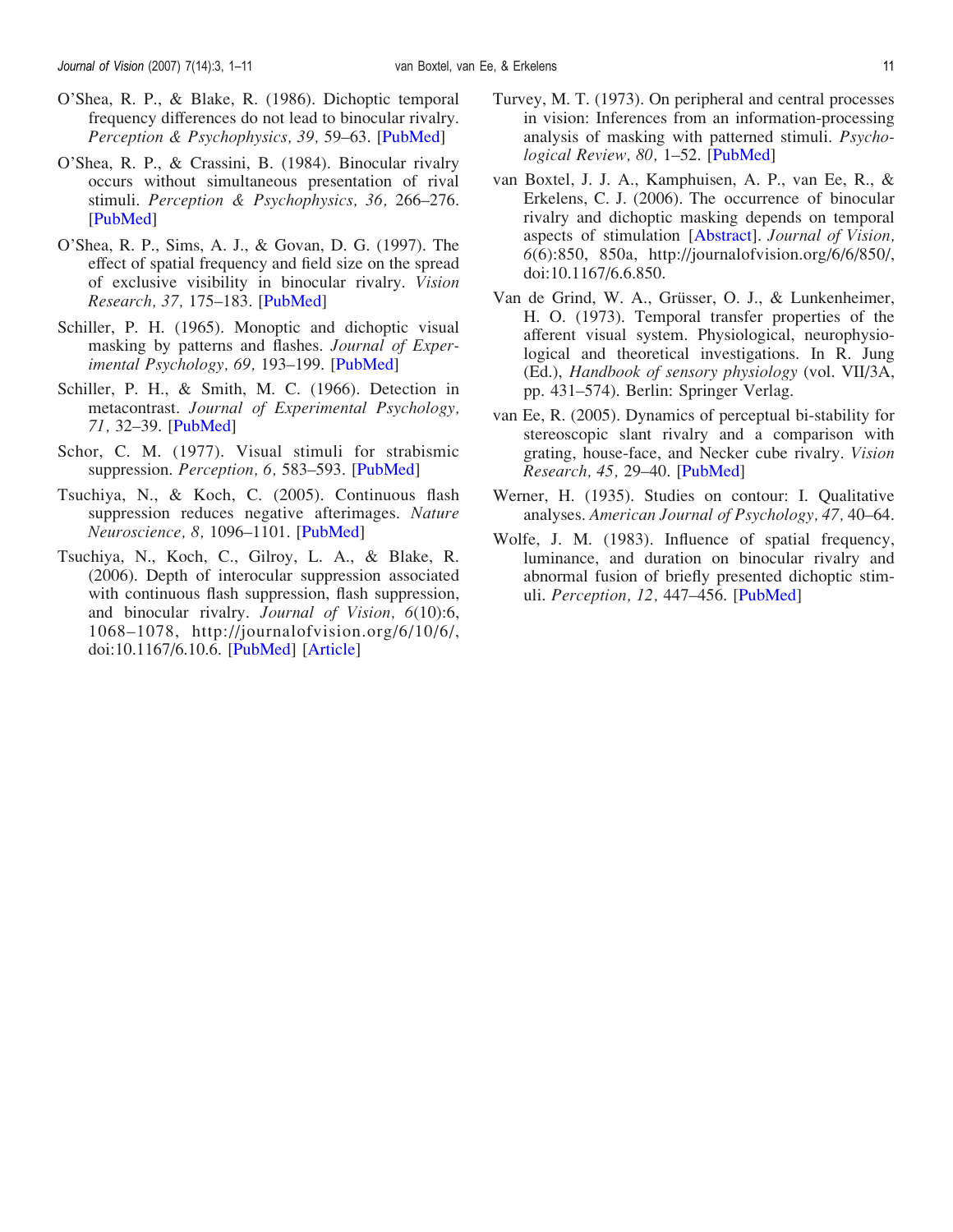O'Shea, R. P., & Blake, R. (1986). Dichoptic temporal frequency differences do not lead to binocular rivalry. *Perception & Psychophysics, 39,* 59–63. [PubMed]

O'Shea, R. P., & Crassini, B. (1984). Binocular rivalry occurs without simultaneous presentation of rival stimuli. *Perception & Psychophysics, 36,* 266–276. [PubMed]

O'Shea, R. P., Sims, A. J., & Govan, D. G. (1997). The effect of spatial frequency and field size on the spread of exclusive visibility in binocular rivalry. *Vision Research, 37,* 175–183. [PubMed]

Schiller, P. H. (1965). Monoptic and dichoptic visual masking by patterns and flashes. *Journal of Experimental Psychology, 69,* 193–199. [PubMed]

Schiller, P. H., & Smith, M. C. (1966). Detection in metacontrast. *Journal of Experimental Psychology, 71,* 32–39. [PubMed]

Schor, C. M. (1977). Visual stimuli for strabismic suppression. *Perception, 6,* 583–593. [PubMed]

Tsuchiya, N., & Koch, C. (2005). Continuous flash suppression reduces negative afterimages. *Nature Neuroscience, 8,* 1096–1101. [PubMed]

Tsuchiya, N., Koch, C., Gilroy, L. A., & Blake, R. (2006). Depth of interocular suppression associated with continuous flash suppression, flash suppression, and binocular rivalry. *Journal of Vision, 6*(10):6, 1068–1078, http://journalofvision.org/6/10/6/, doi:10.1167/6.10.6. [PubMed] [Article]

Turvey, M. T. (1973). On peripheral and central processes in vision: Inferences from an information-processing analysis of masking with patterned stimuli. *Psychological Review, 80,* 1–52. [PubMed]

van Boxtel, J. J. A., Kamphuisen, A. P., van Ee, R., & Erkelens, C. J. (2006). The occurrence of binocular rivalry and dichoptic masking depends on temporal aspects of stimulation [Abstract]. *Journal of Vision, 6*(6):850, 850a, http://journalofvision.org/6/6/850/, doi:10.1167/6.6.850.

Van de Grind, W. A., Grüsser, O. J., & Lunkenheimer, H. O. (1973). Temporal transfer properties of the afferent visual system. Physiological, neurophysiological and theoretical investigations. In R. Jung (Ed.), *Handbook of sensory physiology* (vol. VII/3A, pp. 431–574). Berlin: Springer Verlag.

van Ee, R. (2005). Dynamics of perceptual bi-stability for stereoscopic slant rivalry and a comparison with grating, house-face, and Necker cube rivalry. *Vision Research, 45,* 29–40. [PubMed]

Werner, H. (1935). Studies on contour: I. Qualitative analyses. *American Journal of Psychology, 47,* 40–64.

Wolfe, J. M. (1983). Influence of spatial frequency, luminance, and duration on binocular rivalry and abnormal fusion of briefly presented dichoptic stimuli. *Perception, 12,* 447–456. [PubMed]